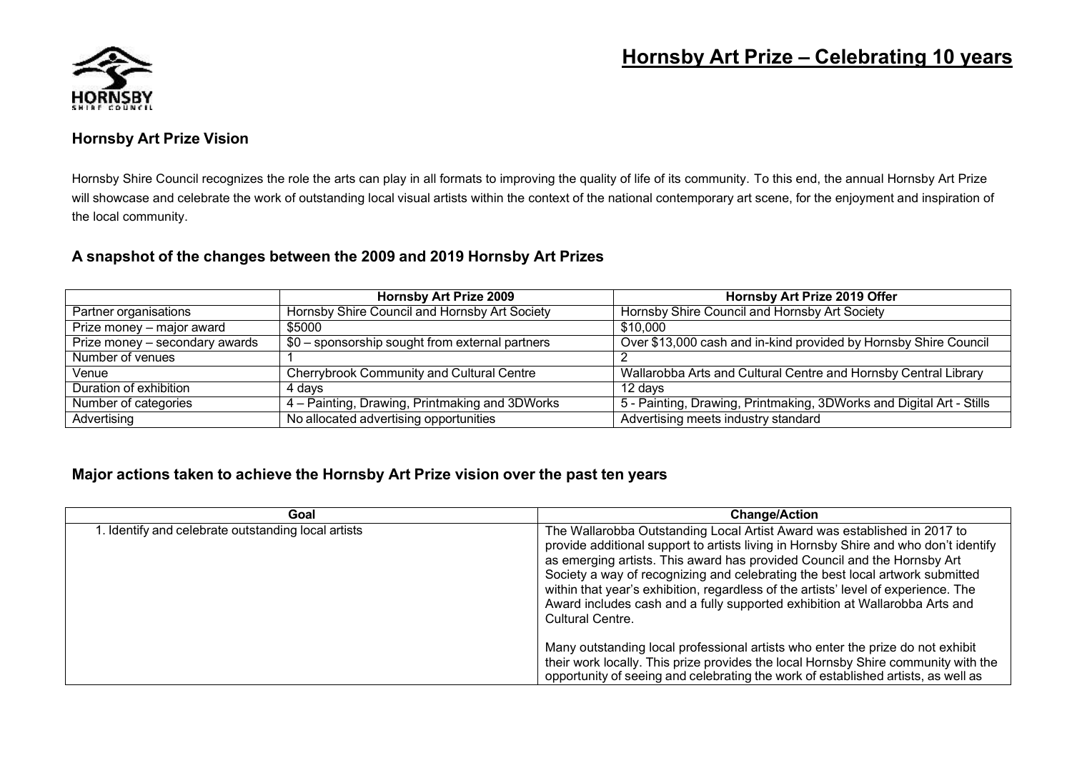# Hornsby Art Prize – Celebrating 10 years

### Hornsby Art Prize Vision

Hornsby Shire Council recognizes the role the arts can play in all formats to improving the quality of life of its community. To this end, the annual Hornsby Art Prize will showcase and celebrate the work of outstanding local visual artists within the context of the national contemporary art scene, for the enjoyment and inspiration of the local community.

### A snapshot of the changes between the 2009 and 2019 Hornsby Art Prizes

| | Hornsby Art Prize 2009 | Hornsby Art Prize 2019 Offer |
|---|---|---|
| Partner organisations | Hornsby Shire Council and Hornsby Art Society | Hornsby Shire Council and Hornsby Art Society |
| Prize money – major award | $5000 | $10,000 |
| Prize money – secondary awards | $0 – sponsorship sought from external partners | Over $13,000 cash and in-kind provided by Hornsby Shire Council |
| Number of venues | 1 | 2 |
| Venue | Cherrybrook Community and Cultural Centre | Wallarobba Arts and Cultural Centre and Hornsby Central Library |
| Duration of exhibition | 4 days | 12 days |
| Number of categories | 4 – Painting, Drawing, Printmaking and 3DWorks | 5 - Painting, Drawing, Printmaking, 3DWorks and Digital Art - Stills |
| Advertising | No allocated advertising opportunities | Advertising meets industry standard |

### Major actions taken to achieve the Hornsby Art Prize vision over the past ten years

| Goal | Change/Action |
|---|---|
| 1. Identify and celebrate outstanding local artists | The Wallarobba Outstanding Local Artist Award was established in 2017 to provide additional support to artists living in Hornsby Shire and who don't identify as emerging artists. This award has provided Council and the Hornsby Art Society a way of recognizing and celebrating the best local artwork submitted within that year's exhibition, regardless of the artists' level of experience. The Award includes cash and a fully supported exhibition at Wallarobba Arts and Cultural Centre.<br><br>Many outstanding local professional artists who enter the prize do not exhibit their work locally. This prize provides the local Hornsby Shire community with the opportunity of seeing and celebrating the work of established artists, as well as |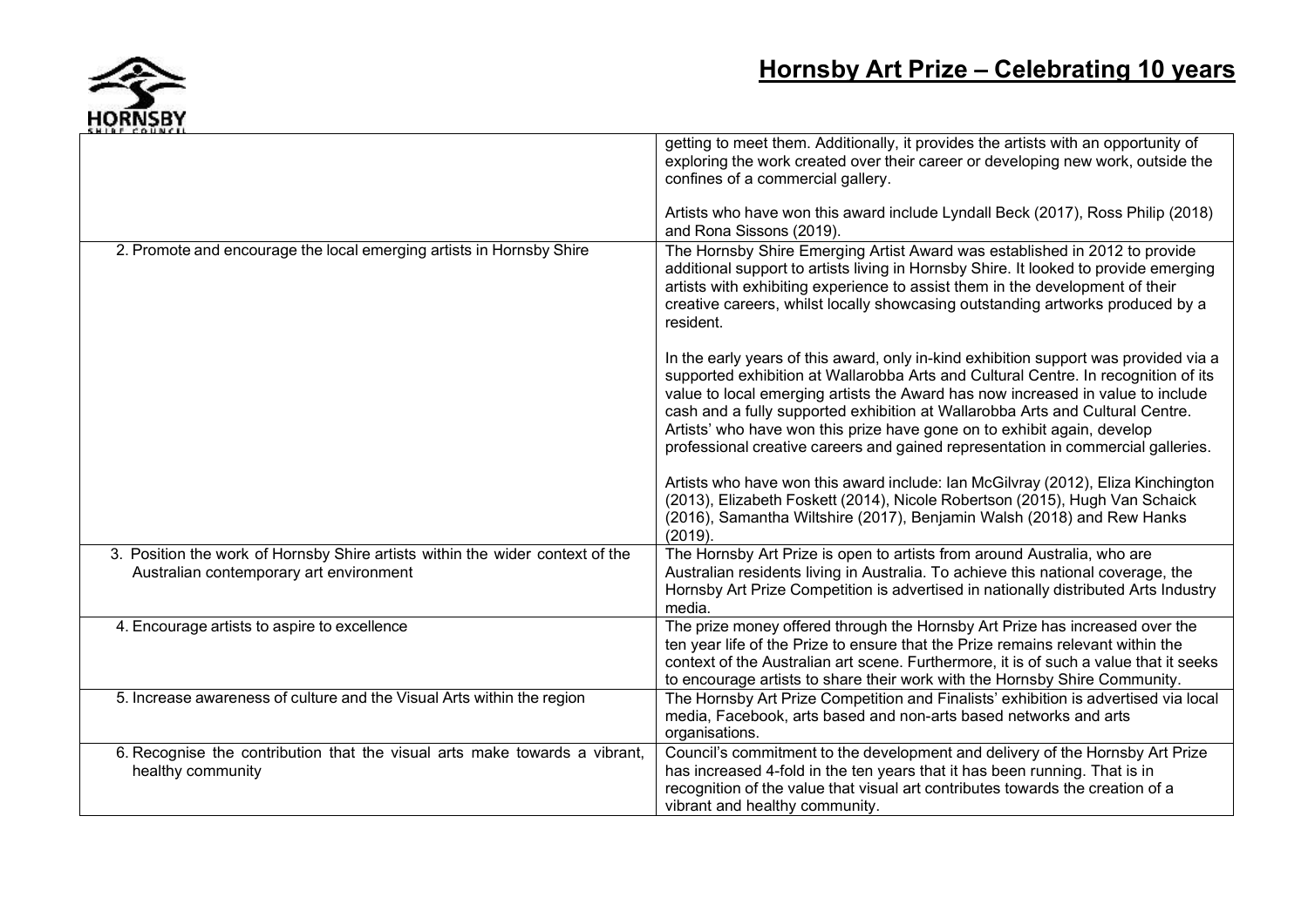# Hornsby Art Prize – Celebrating 10 years

| | |
|---|---|
| | getting to meet them. Additionally, it provides the artists with an opportunity of exploring the work created over their career or developing new work, outside the confines of a commercial gallery.<br><br>Artists who have won this award include Lyndall Beck (2017), Ross Philip (2018) and Rona Sissons (2019). |
| 2. Promote and encourage the local emerging artists in Hornsby Shire | The Hornsby Shire Emerging Artist Award was established in 2012 to provide additional support to artists living in Hornsby Shire. It looked to provide emerging artists with exhibiting experience to assist them in the development of their creative careers, whilst locally showcasing outstanding artworks produced by a resident.<br><br>In the early years of this award, only in-kind exhibition support was provided via a supported exhibition at Wallarobba Arts and Cultural Centre. In recognition of its value to local emerging artists the Award has now increased in value to include cash and a fully supported exhibition at Wallarobba Arts and Cultural Centre. Artists' who have won this prize have gone on to exhibit again, develop professional creative careers and gained representation in commercial galleries.<br><br>Artists who have won this award include: Ian McGilvray (2012), Eliza Kinchington (2013), Elizabeth Foskett (2014), Nicole Robertson (2015), Hugh Van Schaick (2016), Samantha Wiltshire (2017), Benjamin Walsh (2018) and Rew Hanks (2019). |
| 3. Position the work of Hornsby Shire artists within the wider context of the Australian contemporary art environment | The Hornsby Art Prize is open to artists from around Australia, who are Australian residents living in Australia. To achieve this national coverage, the Hornsby Art Prize Competition is advertised in nationally distributed Arts Industry media. |
| 4. Encourage artists to aspire to excellence | The prize money offered through the Hornsby Art Prize has increased over the ten year life of the Prize to ensure that the Prize remains relevant within the context of the Australian art scene. Furthermore, it is of such a value that it seeks to encourage artists to share their work with the Hornsby Shire Community. |
| 5. Increase awareness of culture and the Visual Arts within the region | The Hornsby Art Prize Competition and Finalists' exhibition is advertised via local media, Facebook, arts based and non-arts based networks and arts organisations. |
| 6. Recognise the contribution that the visual arts make towards a vibrant, healthy community | Council's commitment to the development and delivery of the Hornsby Art Prize has increased 4-fold in the ten years that it has been running. That is in recognition of the value that visual art contributes towards the creation of a vibrant and healthy community. |